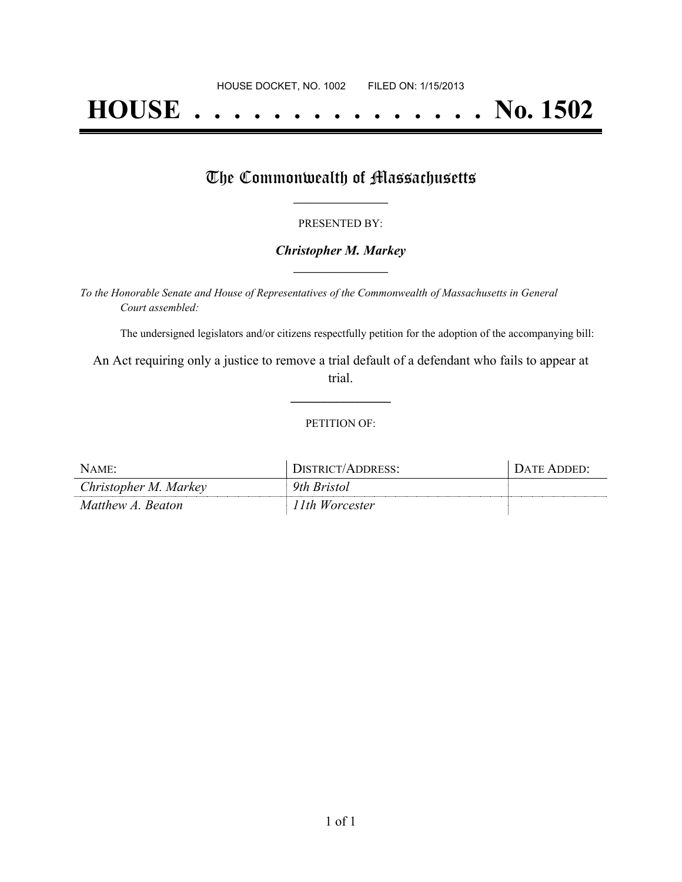HOUSE DOCKET, NO. 1002 FILED ON: 1/15/2013

# HOUSE . . . . . . . . . . . . . . . No. 1502

## The Commonwealth of Massachusetts

PRESENTED BY:

***Christopher M. Markey***

*To the Honorable Senate and House of Representatives of the Commonwealth of Massachusetts in General Court assembled:*

The undersigned legislators and/or citizens respectfully petition for the adoption of the accompanying bill:

An Act requiring only a justice to remove a trial default of a defendant who fails to appear at trial.

PETITION OF:

| NAME: | DISTRICT/ADDRESS: | DATE ADDED: |
| --- | --- | --- |
| *Christopher M. Markey* | *9th Bristol* | |
| *Matthew A. Beaton* | *11th Worcester* | |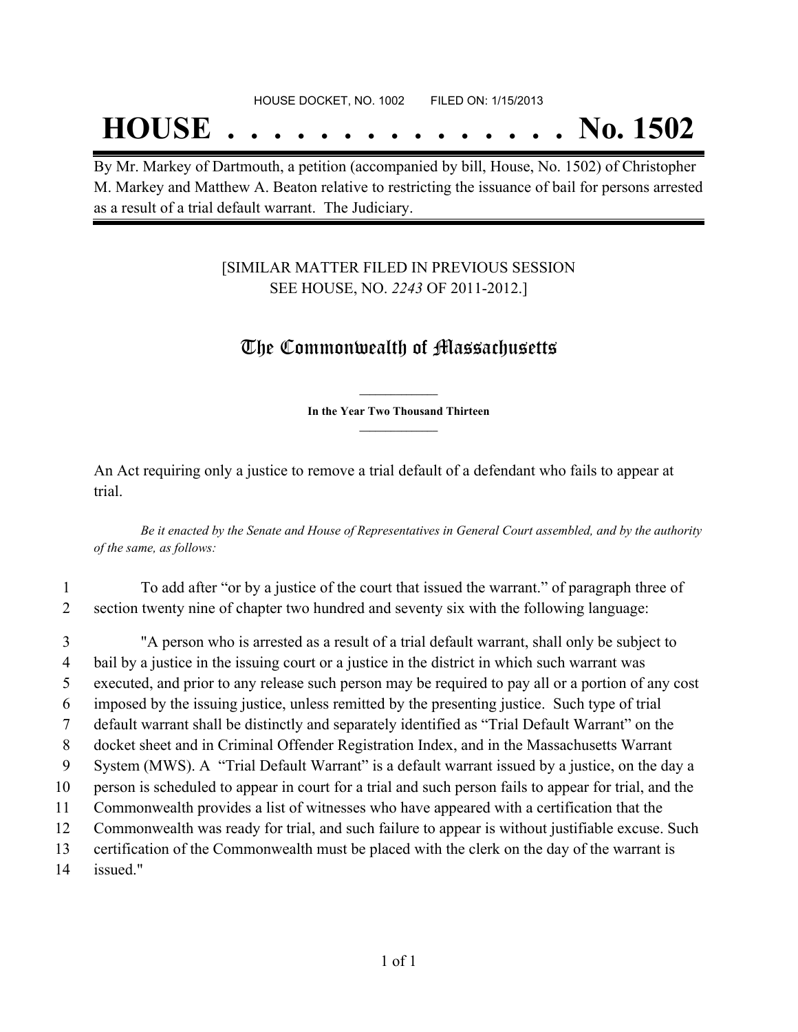HOUSE DOCKET, NO. 1002 FILED ON: 1/15/2013

# HOUSE . . . . . . . . . . . . . . . No. 1502

By Mr. Markey of Dartmouth, a petition (accompanied by bill, House, No. 1502) of Christopher M. Markey and Matthew A. Beaton relative to restricting the issuance of bail for persons arrested as a result of a trial default warrant. The Judiciary.

[SIMILAR MATTER FILED IN PREVIOUS SESSION SEE HOUSE, NO. *2243* OF 2011-2012.]

## The Commonwealth of Massachusetts

**In the Year Two Thousand Thirteen**

An Act requiring only a justice to remove a trial default of a defendant who fails to appear at trial.

*Be it enacted by the Senate and House of Representatives in General Court assembled, and by the authority of the same, as follows:*

1 To add after "or by a justice of the court that issued the warrant." of paragraph three of
2 section twenty nine of chapter two hundred and seventy six with the following language:

3 "A person who is arrested as a result of a trial default warrant, shall only be subject to
4 bail by a justice in the issuing court or a justice in the district in which such warrant was
5 executed, and prior to any release such person may be required to pay all or a portion of any cost
6 imposed by the issuing justice, unless remitted by the presenting justice. Such type of trial
7 default warrant shall be distinctly and separately identified as "Trial Default Warrant" on the
8 docket sheet and in Criminal Offender Registration Index, and in the Massachusetts Warrant
9 System (MWS). A "Trial Default Warrant" is a default warrant issued by a justice, on the day a
10 person is scheduled to appear in court for a trial and such person fails to appear for trial, and the
11 Commonwealth provides a list of witnesses who have appeared with a certification that the
12 Commonwealth was ready for trial, and such failure to appear is without justifiable excuse. Such
13 certification of the Commonwealth must be placed with the clerk on the day of the warrant is
14 issued."